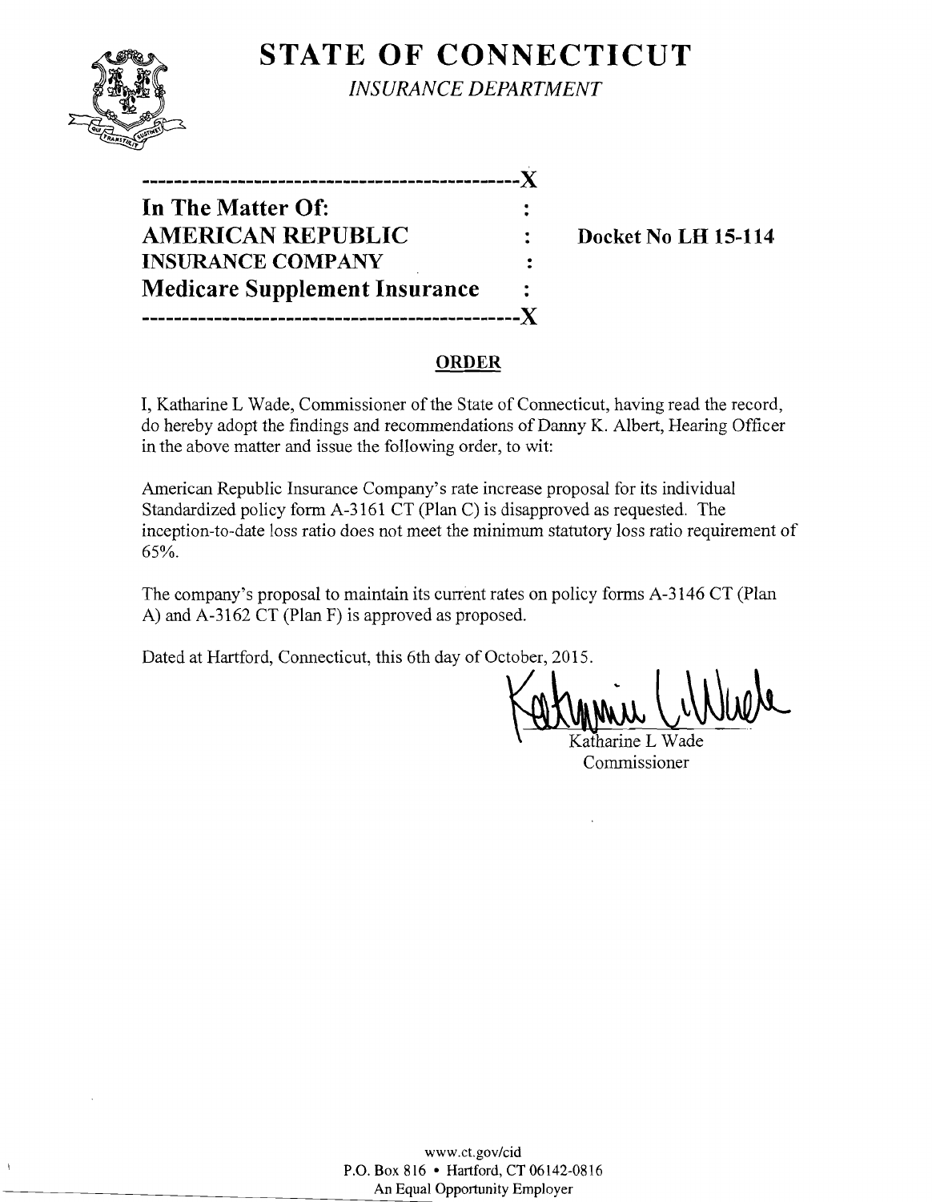# STATE OF CONNECTICUT

*INSURANCE DEPARTMENT*

---------------------------------------------X

**In The Matter Of:** :

**AMERICAN REPUBLIC** : **Docket No LH 15-114**

**INSURANCE COMPANY** :

**Medicare Supplement Insurance** :

---------------------------------------------X

## ORDER

I, Katharine L Wade, Commissioner of the State of Connecticut, having read the record, do hereby adopt the findings and recommendations of Danny K. Albert, Hearing Officer in the above matter and issue the following order, to wit:

American Republic Insurance Company's rate increase proposal for its individual Standardized policy form A-3161 CT (Plan C) is disapproved as requested. The inception-to-date loss ratio does not meet the minimum statutory loss ratio requirement of 65%.

The company's proposal to maintain its current rates on policy forms A-3146 CT (Plan A) and A-3162 CT (Plan F) is approved as proposed.

Dated at Hartford, Connecticut, this 6th day of October, 2015.

Katharine L Wade
Commissioner

www.ct.gov/cid
P.O. Box 816 • Hartford, CT 06142-0816
An Equal Opportunity Employer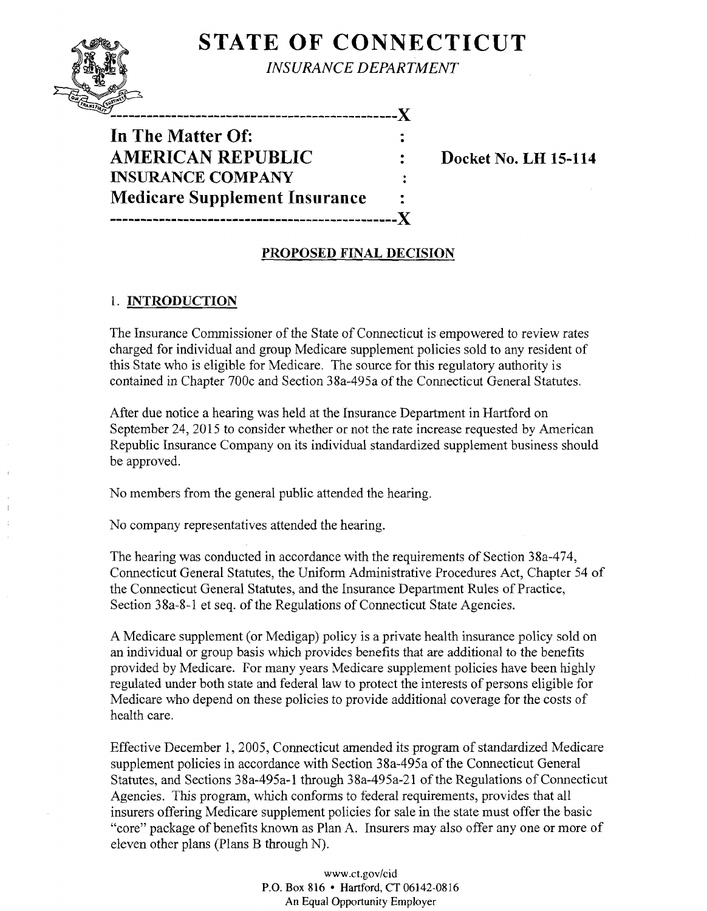# STATE OF CONNECTICUT

*INSURANCE DEPARTMENT*

---

**In The Matter Of:**
**AMERICAN REPUBLIC** : **Docket No. LH 15-114**
**INSURANCE COMPANY** :
**Medicare Supplement Insurance** :

---

## PROPOSED FINAL DECISION

### 1. INTRODUCTION

The Insurance Commissioner of the State of Connecticut is empowered to review rates charged for individual and group Medicare supplement policies sold to any resident of this State who is eligible for Medicare. The source for this regulatory authority is contained in Chapter 700c and Section 38a-495a of the Connecticut General Statutes.

After due notice a hearing was held at the Insurance Department in Hartford on September 24, 2015 to consider whether or not the rate increase requested by American Republic Insurance Company on its individual standardized supplement business should be approved.

No members from the general public attended the hearing.

No company representatives attended the hearing.

The hearing was conducted in accordance with the requirements of Section 38a-474, Connecticut General Statutes, the Uniform Administrative Procedures Act, Chapter 54 of the Connecticut General Statutes, and the Insurance Department Rules of Practice, Section 38a-8-1 et seq. of the Regulations of Connecticut State Agencies.

A Medicare supplement (or Medigap) policy is a private health insurance policy sold on an individual or group basis which provides benefits that are additional to the benefits provided by Medicare. For many years Medicare supplement policies have been highly regulated under both state and federal law to protect the interests of persons eligible for Medicare who depend on these policies to provide additional coverage for the costs of health care.

Effective December 1, 2005, Connecticut amended its program of standardized Medicare supplement policies in accordance with Section 38a-495a of the Connecticut General Statutes, and Sections 38a-495a-1 through 38a-495a-21 of the Regulations of Connecticut Agencies. This program, which conforms to federal requirements, provides that all insurers offering Medicare supplement policies for sale in the state must offer the basic "core" package of benefits known as Plan A. Insurers may also offer any one or more of eleven other plans (Plans B through N).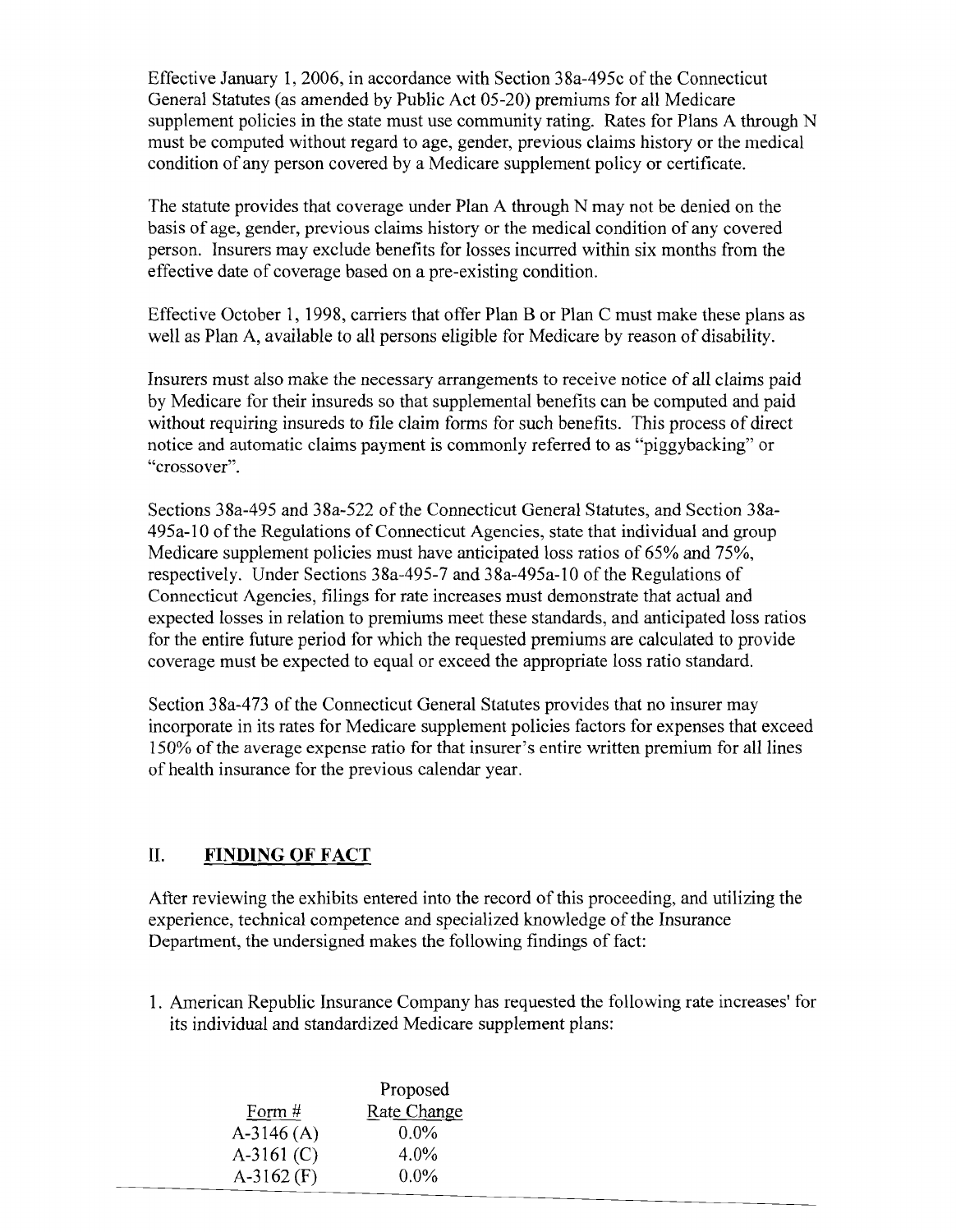Effective January 1, 2006, in accordance with Section 38a-495c of the Connecticut General Statutes (as amended by Public Act 05-20) premiums for all Medicare supplement policies in the state must use community rating. Rates for Plans A through N must be computed without regard to age, gender, previous claims history or the medical condition of any person covered by a Medicare supplement policy or certificate.

The statute provides that coverage under Plan A through N may not be denied on the basis of age, gender, previous claims history or the medical condition of any covered person. Insurers may exclude benefits for losses incurred within six months from the effective date of coverage based on a pre-existing condition.

Effective October 1, 1998, carriers that offer Plan B or Plan C must make these plans as well as Plan A, available to all persons eligible for Medicare by reason of disability.

Insurers must also make the necessary arrangements to receive notice of all claims paid by Medicare for their insureds so that supplemental benefits can be computed and paid without requiring insureds to file claim forms for such benefits. This process of direct notice and automatic claims payment is commonly referred to as "piggybacking" or "crossover".

Sections 38a-495 and 38a-522 of the Connecticut General Statutes, and Section 38a-495a-10 of the Regulations of Connecticut Agencies, state that individual and group Medicare supplement policies must have anticipated loss ratios of 65% and 75%, respectively. Under Sections 38a-495-7 and 38a-495a-10 of the Regulations of Connecticut Agencies, filings for rate increases must demonstrate that actual and expected losses in relation to premiums meet these standards, and anticipated loss ratios for the entire future period for which the requested premiums are calculated to provide coverage must be expected to equal or exceed the appropriate loss ratio standard.

Section 38a-473 of the Connecticut General Statutes provides that no insurer may incorporate in its rates for Medicare supplement policies factors for expenses that exceed 150% of the average expense ratio for that insurer's entire written premium for all lines of health insurance for the previous calendar year.

## II. FINDING OF FACT

After reviewing the exhibits entered into the record of this proceeding, and utilizing the experience, technical competence and specialized knowledge of the Insurance Department, the undersigned makes the following findings of fact:

1. American Republic Insurance Company has requested the following rate increases' for its individual and standardized Medicare supplement plans:

| Form # | Proposed Rate Change |
|---|---|
| A-3146 (A) | 0.0% |
| A-3161 (C) | 4.0% |
| A-3162 (F) | 0.0% |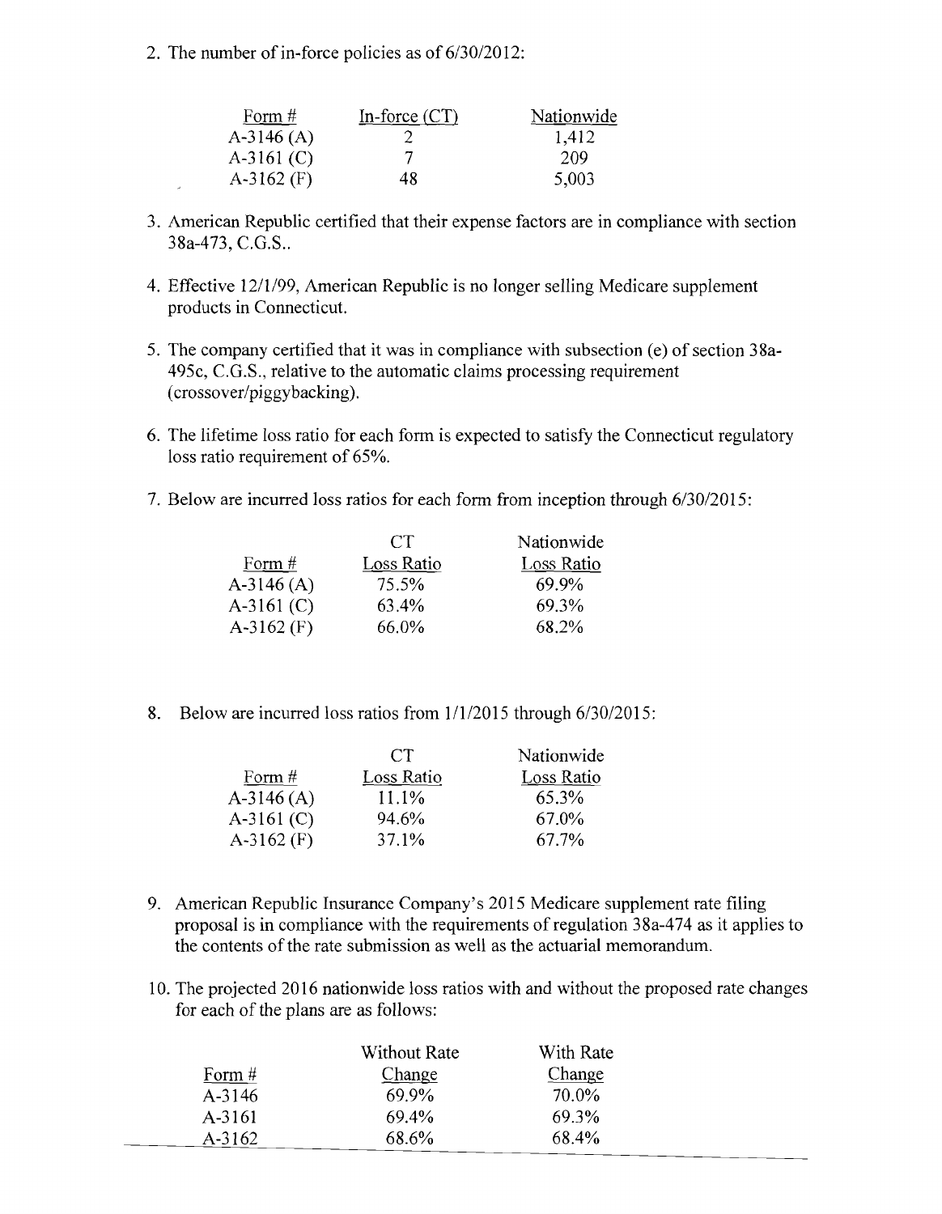2. The number of in-force policies as of 6/30/2012:

| Form # | In-force (CT) | Nationwide |
|---|---|---|
| A-3146 (A) | 2 | 1,412 |
| A-3161 (C) | 7 | 209 |
| A-3162 (F) | 48 | 5,003 |

3. American Republic certified that their expense factors are in compliance with section 38a-473, C.G.S..

4. Effective 12/1/99, American Republic is no longer selling Medicare supplement products in Connecticut.

5. The company certified that it was in compliance with subsection (e) of section 38a-495c, C.G.S., relative to the automatic claims processing requirement (crossover/piggybacking).

6. The lifetime loss ratio for each form is expected to satisfy the Connecticut regulatory loss ratio requirement of 65%.

7. Below are incurred loss ratios for each form from inception through 6/30/2015:

| Form # | CT Loss Ratio | Nationwide Loss Ratio |
|---|---|---|
| A-3146 (A) | 75.5% | 69.9% |
| A-3161 (C) | 63.4% | 69.3% |
| A-3162 (F) | 66.0% | 68.2% |

8. Below are incurred loss ratios from 1/1/2015 through 6/30/2015:

| Form # | CT Loss Ratio | Nationwide Loss Ratio |
|---|---|---|
| A-3146 (A) | 11.1% | 65.3% |
| A-3161 (C) | 94.6% | 67.0% |
| A-3162 (F) | 37.1% | 67.7% |

9. American Republic Insurance Company's 2015 Medicare supplement rate filing proposal is in compliance with the requirements of regulation 38a-474 as it applies to the contents of the rate submission as well as the actuarial memorandum.

10. The projected 2016 nationwide loss ratios with and without the proposed rate changes for each of the plans are as follows:

| Form # | Without Rate Change | With Rate Change |
|---|---|---|
| A-3146 | 69.9% | 70.0% |
| A-3161 | 69.4% | 69.3% |
| A-3162 | 68.6% | 68.4% |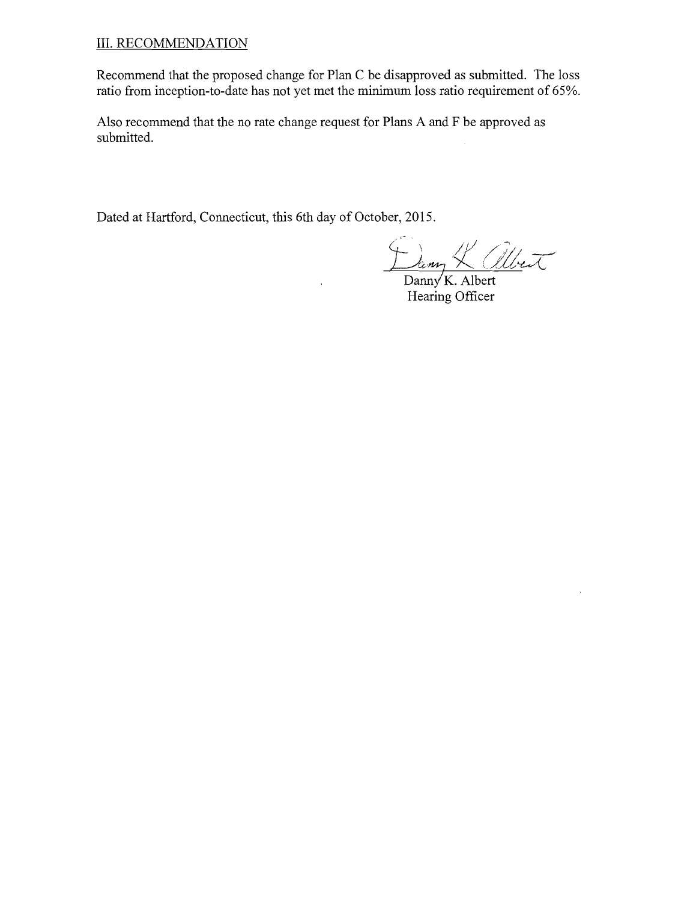## III. RECOMMENDATION

Recommend that the proposed change for Plan C be disapproved as submitted. The loss ratio from inception-to-date has not yet met the minimum loss ratio requirement of 65%.

Also recommend that the no rate change request for Plans A and F be approved as submitted.

Dated at Hartford, Connecticut, this 6th day of October, 2015.

Danny K. Albert
Hearing Officer